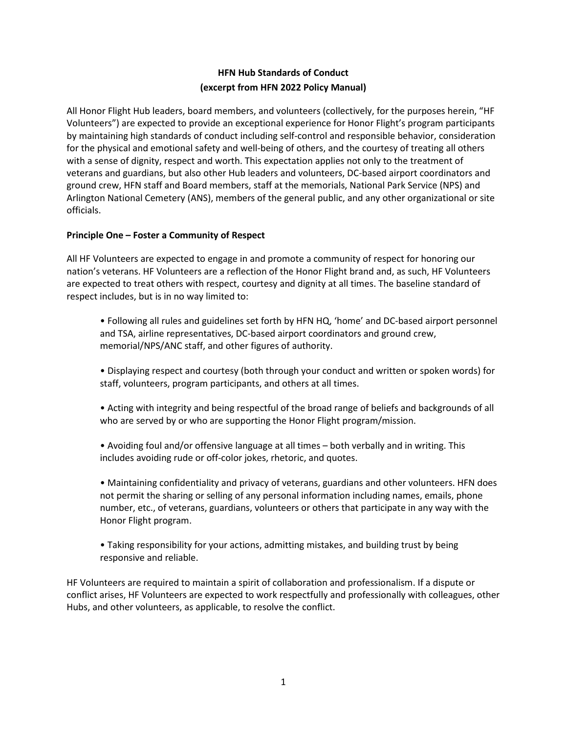**HFN Hub Standards of Conduct**
**(excerpt from HFN 2022 Policy Manual)**

All Honor Flight Hub leaders, board members, and volunteers (collectively, for the purposes herein, "HF Volunteers") are expected to provide an exceptional experience for Honor Flight's program participants by maintaining high standards of conduct including self-control and responsible behavior, consideration for the physical and emotional safety and well-being of others, and the courtesy of treating all others with a sense of dignity, respect and worth. This expectation applies not only to the treatment of veterans and guardians, but also other Hub leaders and volunteers, DC-based airport coordinators and ground crew, HFN staff and Board members, staff at the memorials, National Park Service (NPS) and Arlington National Cemetery (ANS), members of the general public, and any other organizational or site officials.

**Principle One – Foster a Community of Respect**

All HF Volunteers are expected to engage in and promote a community of respect for honoring our nation's veterans. HF Volunteers are a reflection of the Honor Flight brand and, as such, HF Volunteers are expected to treat others with respect, courtesy and dignity at all times. The baseline standard of respect includes, but is in no way limited to:

- Following all rules and guidelines set forth by HFN HQ, 'home' and DC-based airport personnel and TSA, airline representatives, DC-based airport coordinators and ground crew, memorial/NPS/ANC staff, and other figures of authority.

- Displaying respect and courtesy (both through your conduct and written or spoken words) for staff, volunteers, program participants, and others at all times.

- Acting with integrity and being respectful of the broad range of beliefs and backgrounds of all who are served by or who are supporting the Honor Flight program/mission.

- Avoiding foul and/or offensive language at all times – both verbally and in writing. This includes avoiding rude or off-color jokes, rhetoric, and quotes.

- Maintaining confidentiality and privacy of veterans, guardians and other volunteers. HFN does not permit the sharing or selling of any personal information including names, emails, phone number, etc., of veterans, guardians, volunteers or others that participate in any way with the Honor Flight program.

- Taking responsibility for your actions, admitting mistakes, and building trust by being responsive and reliable.

HF Volunteers are required to maintain a spirit of collaboration and professionalism. If a dispute or conflict arises, HF Volunteers are expected to work respectfully and professionally with colleagues, other Hubs, and other volunteers, as applicable, to resolve the conflict.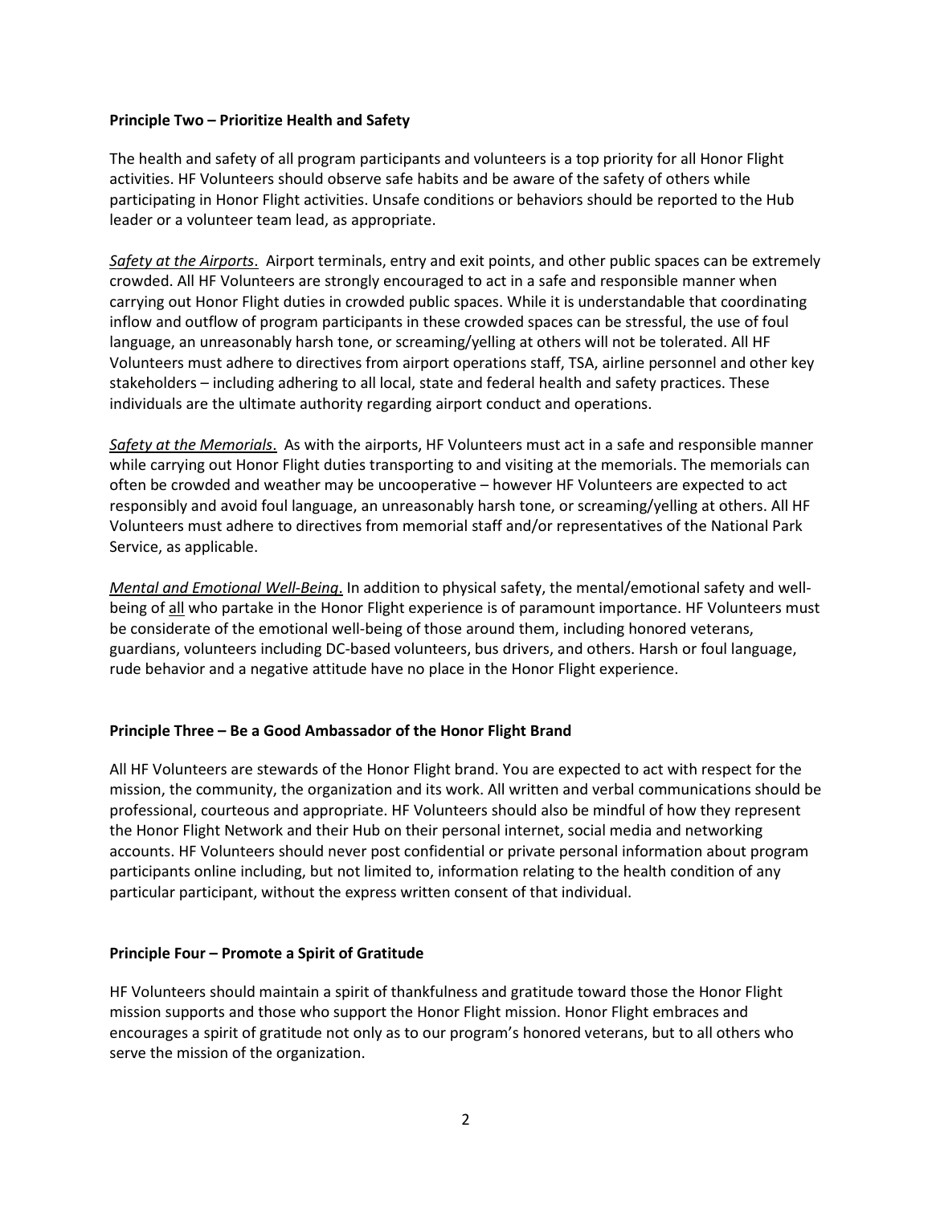**Principle Two – Prioritize Health and Safety**

The health and safety of all program participants and volunteers is a top priority for all Honor Flight activities. HF Volunteers should observe safe habits and be aware of the safety of others while participating in Honor Flight activities. Unsafe conditions or behaviors should be reported to the Hub leader or a volunteer team lead, as appropriate.

*Safety at the Airports*. Airport terminals, entry and exit points, and other public spaces can be extremely crowded. All HF Volunteers are strongly encouraged to act in a safe and responsible manner when carrying out Honor Flight duties in crowded public spaces. While it is understandable that coordinating inflow and outflow of program participants in these crowded spaces can be stressful, the use of foul language, an unreasonably harsh tone, or screaming/yelling at others will not be tolerated. All HF Volunteers must adhere to directives from airport operations staff, TSA, airline personnel and other key stakeholders – including adhering to all local, state and federal health and safety practices. These individuals are the ultimate authority regarding airport conduct and operations.

*Safety at the Memorials*. As with the airports, HF Volunteers must act in a safe and responsible manner while carrying out Honor Flight duties transporting to and visiting at the memorials. The memorials can often be crowded and weather may be uncooperative – however HF Volunteers are expected to act responsibly and avoid foul language, an unreasonably harsh tone, or screaming/yelling at others. All HF Volunteers must adhere to directives from memorial staff and/or representatives of the National Park Service, as applicable.

*Mental and Emotional Well-Being*. In addition to physical safety, the mental/emotional safety and well-being of all who partake in the Honor Flight experience is of paramount importance. HF Volunteers must be considerate of the emotional well-being of those around them, including honored veterans, guardians, volunteers including DC-based volunteers, bus drivers, and others. Harsh or foul language, rude behavior and a negative attitude have no place in the Honor Flight experience.

**Principle Three – Be a Good Ambassador of the Honor Flight Brand**

All HF Volunteers are stewards of the Honor Flight brand. You are expected to act with respect for the mission, the community, the organization and its work. All written and verbal communications should be professional, courteous and appropriate. HF Volunteers should also be mindful of how they represent the Honor Flight Network and their Hub on their personal internet, social media and networking accounts. HF Volunteers should never post confidential or private personal information about program participants online including, but not limited to, information relating to the health condition of any particular participant, without the express written consent of that individual.

**Principle Four – Promote a Spirit of Gratitude**

HF Volunteers should maintain a spirit of thankfulness and gratitude toward those the Honor Flight mission supports and those who support the Honor Flight mission. Honor Flight embraces and encourages a spirit of gratitude not only as to our program's honored veterans, but to all others who serve the mission of the organization.